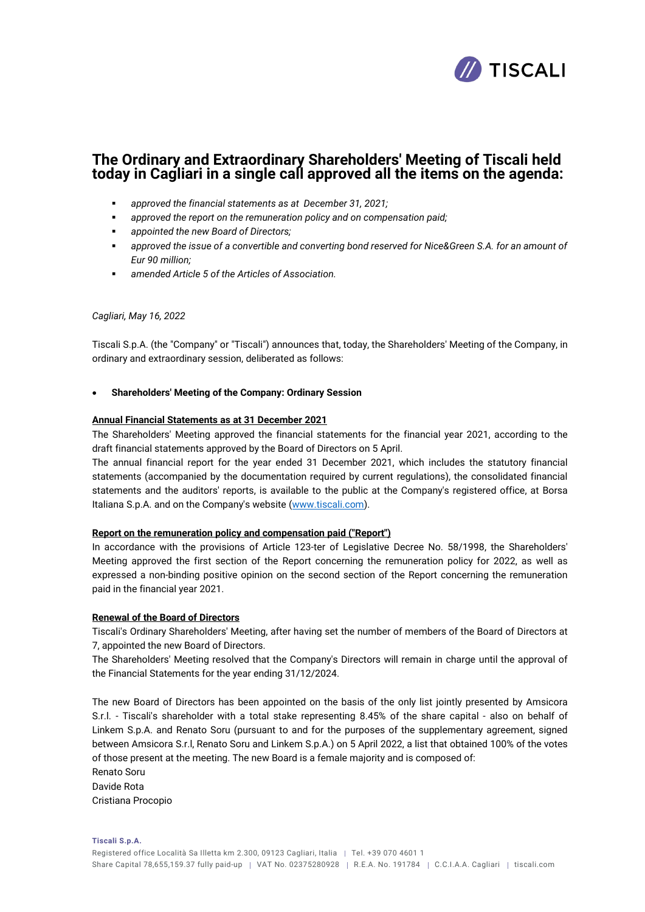# The Ordinary and Extraordinary Shareholders' Meeting of Tiscali held today in Cagliari in a single call approved all the items on the agenda:

- *approved the financial statements as at December 31, 2021;*
- *approved the report on the remuneration policy and on compensation paid;*
- *appointed the new Board of Directors;*
- *approved the issue of a convertible and converting bond reserved for Nice&Green S.A. for an amount of Eur 90 million;*
- *amended Article 5 of the Articles of Association.*

*Cagliari, May 16, 2022*

Tiscali S.p.A. (the "Company" or "Tiscali") announces that, today, the Shareholders' Meeting of the Company, in ordinary and extraordinary session, deliberated as follows:

- **Shareholders' Meeting of the Company: Ordinary Session**

**Annual Financial Statements as at 31 December 2021**

The Shareholders' Meeting approved the financial statements for the financial year 2021, according to the draft financial statements approved by the Board of Directors on 5 April.

The annual financial report for the year ended 31 December 2021, which includes the statutory financial statements (accompanied by the documentation required by current regulations), the consolidated financial statements and the auditors' reports, is available to the public at the Company's registered office, at Borsa Italiana S.p.A. and on the Company's website (www.tiscali.com).

**Report on the remuneration policy and compensation paid ("Report")**

In accordance with the provisions of Article 123-ter of Legislative Decree No. 58/1998, the Shareholders' Meeting approved the first section of the Report concerning the remuneration policy for 2022, as well as expressed a non-binding positive opinion on the second section of the Report concerning the remuneration paid in the financial year 2021.

**Renewal of the Board of Directors**

Tiscali's Ordinary Shareholders' Meeting, after having set the number of members of the Board of Directors at 7, appointed the new Board of Directors.

The Shareholders' Meeting resolved that the Company's Directors will remain in charge until the approval of the Financial Statements for the year ending 31/12/2024.

The new Board of Directors has been appointed on the basis of the only list jointly presented by Amsicora S.r.l. - Tiscali's shareholder with a total stake representing 8.45% of the share capital - also on behalf of Linkem S.p.A. and Renato Soru (pursuant to and for the purposes of the supplementary agreement, signed between Amsicora S.r.l, Renato Soru and Linkem S.p.A.) on 5 April 2022, a list that obtained 100% of the votes of those present at the meeting. The new Board is a female majority and is composed of:

Renato Soru
Davide Rota
Cristiana Procopio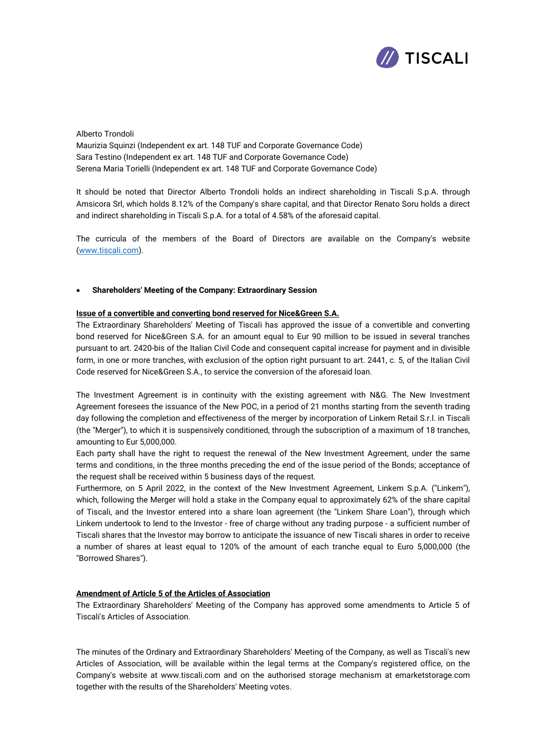Alberto Trondoli
Maurizia Squinzi (Independent ex art. 148 TUF and Corporate Governance Code)
Sara Testino (Independent ex art. 148 TUF and Corporate Governance Code)
Serena Maria Torielli (Independent ex art. 148 TUF and Corporate Governance Code)

It should be noted that Director Alberto Trondoli holds an indirect shareholding in Tiscali S.p.A. through Amsicora Srl, which holds 8.12% of the Company's share capital, and that Director Renato Soru holds a direct and indirect shareholding in Tiscali S.p.A. for a total of 4.58% of the aforesaid capital.

The curricula of the members of the Board of Directors are available on the Company's website (www.tiscali.com).

- **Shareholders' Meeting of the Company: Extraordinary Session**

**Issue of a convertible and converting bond reserved for Nice&Green S.A.**

The Extraordinary Shareholders' Meeting of Tiscali has approved the issue of a convertible and converting bond reserved for Nice&Green S.A. for an amount equal to Eur 90 million to be issued in several tranches pursuant to art. 2420-bis of the Italian Civil Code and consequent capital increase for payment and in divisible form, in one or more tranches, with exclusion of the option right pursuant to art. 2441, c. 5, of the Italian Civil Code reserved for Nice&Green S.A., to service the conversion of the aforesaid loan.

The Investment Agreement is in continuity with the existing agreement with N&G. The New Investment Agreement foresees the issuance of the New POC, in a period of 21 months starting from the seventh trading day following the completion and effectiveness of the merger by incorporation of Linkem Retail S.r.l. in Tiscali (the "Merger"), to which it is suspensively conditioned, through the subscription of a maximum of 18 tranches, amounting to Eur 5,000,000.

Each party shall have the right to request the renewal of the New Investment Agreement, under the same terms and conditions, in the three months preceding the end of the issue period of the Bonds; acceptance of the request shall be received within 5 business days of the request.

Furthermore, on 5 April 2022, in the context of the New Investment Agreement, Linkem S.p.A. ("Linkem"), which, following the Merger will hold a stake in the Company equal to approximately 62% of the share capital of Tiscali, and the Investor entered into a share loan agreement (the "Linkem Share Loan"), through which Linkem undertook to lend to the Investor - free of charge without any trading purpose - a sufficient number of Tiscali shares that the Investor may borrow to anticipate the issuance of new Tiscali shares in order to receive a number of shares at least equal to 120% of the amount of each tranche equal to Euro 5,000,000 (the "Borrowed Shares").

**Amendment of Article 5 of the Articles of Association**

The Extraordinary Shareholders' Meeting of the Company has approved some amendments to Article 5 of Tiscali's Articles of Association.

The minutes of the Ordinary and Extraordinary Shareholders' Meeting of the Company, as well as Tiscali's new Articles of Association, will be available within the legal terms at the Company's registered office, on the Company's website at www.tiscali.com and on the authorised storage mechanism at emarketstorage.com together with the results of the Shareholders' Meeting votes.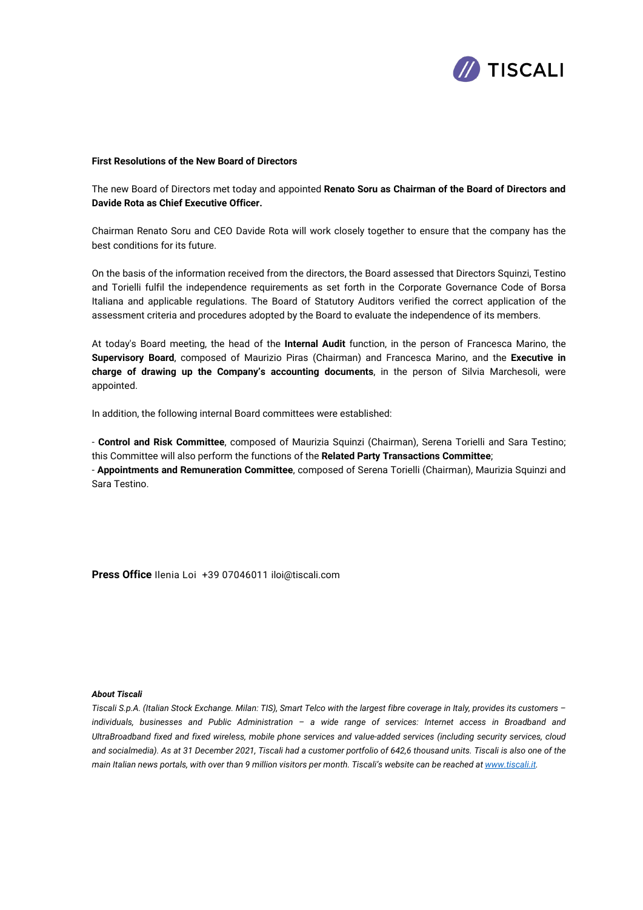**First Resolutions of the New Board of Directors**

The new Board of Directors met today and appointed **Renato Soru as Chairman of the Board of Directors and Davide Rota as Chief Executive Officer.**

Chairman Renato Soru and CEO Davide Rota will work closely together to ensure that the company has the best conditions for its future.

On the basis of the information received from the directors, the Board assessed that Directors Squinzi, Testino and Torielli fulfil the independence requirements as set forth in the Corporate Governance Code of Borsa Italiana and applicable regulations. The Board of Statutory Auditors verified the correct application of the assessment criteria and procedures adopted by the Board to evaluate the independence of its members.

At today's Board meeting, the head of the **Internal Audit** function, in the person of Francesca Marino, the **Supervisory Board**, composed of Maurizio Piras (Chairman) and Francesca Marino, and the **Executive in charge of drawing up the Company's accounting documents**, in the person of Silvia Marchesoli, were appointed.

In addition, the following internal Board committees were established:

- **Control and Risk Committee**, composed of Maurizia Squinzi (Chairman), Serena Torielli and Sara Testino; this Committee will also perform the functions of the **Related Party Transactions Committee**;
- **Appointments and Remuneration Committee**, composed of Serena Torielli (Chairman), Maurizia Squinzi and Sara Testino.

**Press Office** Ilenia Loi +39 07046011 iloi@tiscali.com

***About Tiscali***

*Tiscali S.p.A. (Italian Stock Exchange. Milan: TIS), Smart Telco with the largest fibre coverage in Italy, provides its customers – individuals, businesses and Public Administration – a wide range of services: Internet access in Broadband and UltraBroadband fixed and fixed wireless, mobile phone services and value-added services (including security services, cloud and socialmedia). As at 31 December 2021, Tiscali had a customer portfolio of 642,6 thousand units. Tiscali is also one of the main Italian news portals, with over than 9 million visitors per month. Tiscali's website can be reached at [www.tiscali.it](http://www.tiscali.it).*